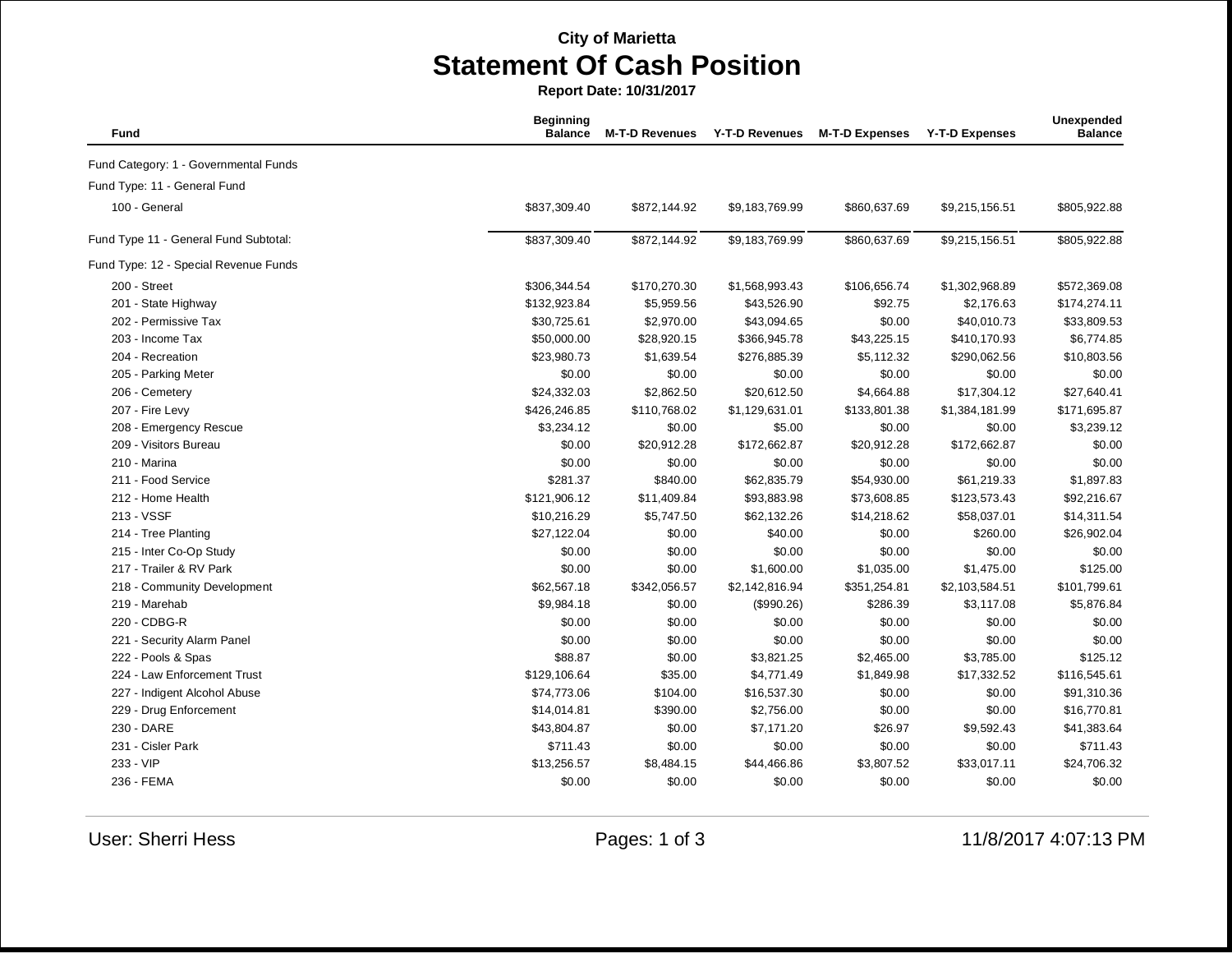**City of Marietta**

# Statement Of Cash Position

**Report Date: 10/31/2017**

| Fund | Beginning Balance | M-T-D Revenues | Y-T-D Revenues | M-T-D Expenses | Y-T-D Expenses | Unexpended Balance |
|---|---|---|---|---|---|---|
| Fund Category: 1 - Governmental Funds | | | | | | |
| Fund Type: 11 - General Fund | | | | | | |
| 100 - General | $837,309.40 | $872,144.92 | $9,183,769.99 | $860,637.69 | $9,215,156.51 | $805,922.88 |
| Fund Type 11 - General Fund Subtotal: | $837,309.40 | $872,144.92 | $9,183,769.99 | $860,637.69 | $9,215,156.51 | $805,922.88 |
| Fund Type: 12 - Special Revenue Funds | | | | | | |
| 200 - Street | $306,344.54 | $170,270.30 | $1,568,993.43 | $106,656.74 | $1,302,968.89 | $572,369.08 |
| 201 - State Highway | $132,923.84 | $5,959.56 | $43,526.90 | $92.75 | $2,176.63 | $174,274.11 |
| 202 - Permissive Tax | $30,725.61 | $2,970.00 | $43,094.65 | $0.00 | $40,010.73 | $33,809.53 |
| 203 - Income Tax | $50,000.00 | $28,920.15 | $366,945.78 | $43,225.15 | $410,170.93 | $6,774.85 |
| 204 - Recreation | $23,980.73 | $1,639.54 | $276,885.39 | $5,112.32 | $290,062.56 | $10,803.56 |
| 205 - Parking Meter | $0.00 | $0.00 | $0.00 | $0.00 | $0.00 | $0.00 |
| 206 - Cemetery | $24,332.03 | $2,862.50 | $20,612.50 | $4,664.88 | $17,304.12 | $27,640.41 |
| 207 - Fire Levy | $426,246.85 | $110,768.02 | $1,129,631.01 | $133,801.38 | $1,384,181.99 | $171,695.87 |
| 208 - Emergency Rescue | $3,234.12 | $0.00 | $5.00 | $0.00 | $0.00 | $3,239.12 |
| 209 - Visitors Bureau | $0.00 | $20,912.28 | $172,662.87 | $20,912.28 | $172,662.87 | $0.00 |
| 210 - Marina | $0.00 | $0.00 | $0.00 | $0.00 | $0.00 | $0.00 |
| 211 - Food Service | $281.37 | $840.00 | $62,835.79 | $54,930.00 | $61,219.33 | $1,897.83 |
| 212 - Home Health | $121,906.12 | $11,409.84 | $93,883.98 | $73,608.85 | $123,573.43 | $92,216.67 |
| 213 - VSSF | $10,216.29 | $5,747.50 | $62,132.26 | $14,218.62 | $58,037.01 | $14,311.54 |
| 214 - Tree Planting | $27,122.04 | $0.00 | $40.00 | $0.00 | $260.00 | $26,902.04 |
| 215 - Inter Co-Op Study | $0.00 | $0.00 | $0.00 | $0.00 | $0.00 | $0.00 |
| 217 - Trailer & RV Park | $0.00 | $0.00 | $1,600.00 | $1,035.00 | $1,475.00 | $125.00 |
| 218 - Community Development | $62,567.18 | $342,056.57 | $2,142,816.94 | $351,254.81 | $2,103,584.51 | $101,799.61 |
| 219 - Marehab | $9,984.18 | $0.00 | ($990.26) | $286.39 | $3,117.08 | $5,876.84 |
| 220 - CDBG-R | $0.00 | $0.00 | $0.00 | $0.00 | $0.00 | $0.00 |
| 221 - Security Alarm Panel | $0.00 | $0.00 | $0.00 | $0.00 | $0.00 | $0.00 |
| 222 - Pools & Spas | $88.87 | $0.00 | $3,821.25 | $2,465.00 | $3,785.00 | $125.12 |
| 224 - Law Enforcement Trust | $129,106.64 | $35.00 | $4,771.49 | $1,849.98 | $17,332.52 | $116,545.61 |
| 227 - Indigent Alcohol Abuse | $74,773.06 | $104.00 | $16,537.30 | $0.00 | $0.00 | $91,310.36 |
| 229 - Drug Enforcement | $14,014.81 | $390.00 | $2,756.00 | $0.00 | $0.00 | $16,770.81 |
| 230 - DARE | $43,804.87 | $0.00 | $7,171.20 | $26.97 | $9,592.43 | $41,383.64 |
| 231 - Cisler Park | $711.43 | $0.00 | $0.00 | $0.00 | $0.00 | $711.43 |
| 233 - VIP | $13,256.57 | $8,484.15 | $44,466.86 | $3,807.52 | $33,017.11 | $24,706.32 |
| 236 - FEMA | $0.00 | $0.00 | $0.00 | $0.00 | $0.00 | $0.00 |

User: Sherri Hess

11/8/2017 4:07:13 PM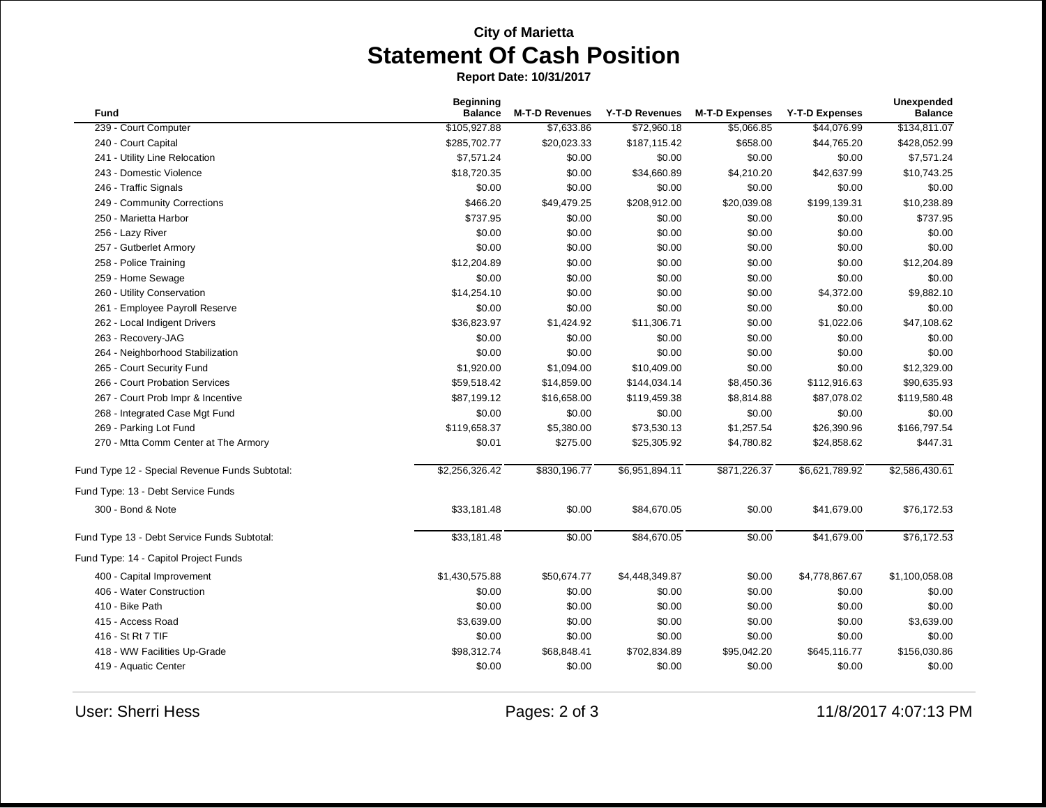**City of Marietta**

# Statement Of Cash Position

**Report Date: 10/31/2017**

| Fund | Beginning Balance | M-T-D Revenues | Y-T-D Revenues | M-T-D Expenses | Y-T-D Expenses | Unexpended Balance |
|---|---|---|---|---|---|---|
| 239 - Court Computer | $105,927.88 | $7,633.86 | $72,960.18 | $5,066.85 | $44,076.99 | $134,811.07 |
| 240 - Court Capital | $285,702.77 | $20,023.33 | $187,115.42 | $658.00 | $44,765.20 | $428,052.99 |
| 241 - Utility Line Relocation | $7,571.24 | $0.00 | $0.00 | $0.00 | $0.00 | $7,571.24 |
| 243 - Domestic Violence | $18,720.35 | $0.00 | $34,660.89 | $4,210.20 | $42,637.99 | $10,743.25 |
| 246 - Traffic Signals | $0.00 | $0.00 | $0.00 | $0.00 | $0.00 | $0.00 |
| 249 - Community Corrections | $466.20 | $49,479.25 | $208,912.00 | $20,039.08 | $199,139.31 | $10,238.89 |
| 250 - Marietta Harbor | $737.95 | $0.00 | $0.00 | $0.00 | $0.00 | $737.95 |
| 256 - Lazy River | $0.00 | $0.00 | $0.00 | $0.00 | $0.00 | $0.00 |
| 257 - Gutberlet Armory | $0.00 | $0.00 | $0.00 | $0.00 | $0.00 | $0.00 |
| 258 - Police Training | $12,204.89 | $0.00 | $0.00 | $0.00 | $0.00 | $12,204.89 |
| 259 - Home Sewage | $0.00 | $0.00 | $0.00 | $0.00 | $0.00 | $0.00 |
| 260 - Utility Conservation | $14,254.10 | $0.00 | $0.00 | $0.00 | $4,372.00 | $9,882.10 |
| 261 - Employee Payroll Reserve | $0.00 | $0.00 | $0.00 | $0.00 | $0.00 | $0.00 |
| 262 - Local Indigent Drivers | $36,823.97 | $1,424.92 | $11,306.71 | $0.00 | $1,022.06 | $47,108.62 |
| 263 - Recovery-JAG | $0.00 | $0.00 | $0.00 | $0.00 | $0.00 | $0.00 |
| 264 - Neighborhood Stabilization | $0.00 | $0.00 | $0.00 | $0.00 | $0.00 | $0.00 |
| 265 - Court Security Fund | $1,920.00 | $1,094.00 | $10,409.00 | $0.00 | $0.00 | $12,329.00 |
| 266 - Court Probation Services | $59,518.42 | $14,859.00 | $144,034.14 | $8,450.36 | $112,916.63 | $90,635.93 |
| 267 - Court Prob Impr & Incentive | $87,199.12 | $16,658.00 | $119,459.38 | $8,814.88 | $87,078.02 | $119,580.48 |
| 268 - Integrated Case Mgt Fund | $0.00 | $0.00 | $0.00 | $0.00 | $0.00 | $0.00 |
| 269 - Parking Lot Fund | $119,658.37 | $5,380.00 | $73,530.13 | $1,257.54 | $26,390.96 | $166,797.54 |
| 270 - Mtta Comm Center at The Armory | $0.01 | $275.00 | $25,305.92 | $4,780.82 | $24,858.62 | $447.31 |
| Fund Type 12 - Special Revenue Funds Subtotal: | $2,256,326.42 | $830,196.77 | $6,951,894.11 | $871,226.37 | $6,621,789.92 | $2,586,430.61 |
| Fund Type: 13 - Debt Service Funds | | | | | | |
| 300 - Bond & Note | $33,181.48 | $0.00 | $84,670.05 | $0.00 | $41,679.00 | $76,172.53 |
| Fund Type 13 - Debt Service Funds Subtotal: | $33,181.48 | $0.00 | $84,670.05 | $0.00 | $41,679.00 | $76,172.53 |
| Fund Type: 14 - Capitol Project Funds | | | | | | |
| 400 - Capital Improvement | $1,430,575.88 | $50,674.77 | $4,448,349.87 | $0.00 | $4,778,867.67 | $1,100,058.08 |
| 406 - Water Construction | $0.00 | $0.00 | $0.00 | $0.00 | $0.00 | $0.00 |
| 410 - Bike Path | $0.00 | $0.00 | $0.00 | $0.00 | $0.00 | $0.00 |
| 415 - Access Road | $3,639.00 | $0.00 | $0.00 | $0.00 | $0.00 | $3,639.00 |
| 416 - St Rt 7 TIF | $0.00 | $0.00 | $0.00 | $0.00 | $0.00 | $0.00 |
| 418 - WW Facilities Up-Grade | $98,312.74 | $68,848.41 | $702,834.89 | $95,042.20 | $645,116.77 | $156,030.86 |
| 419 - Aquatic Center | $0.00 | $0.00 | $0.00 | $0.00 | $0.00 | $0.00 |

User: Sherri Hess

11/8/2017 4:07:13 PM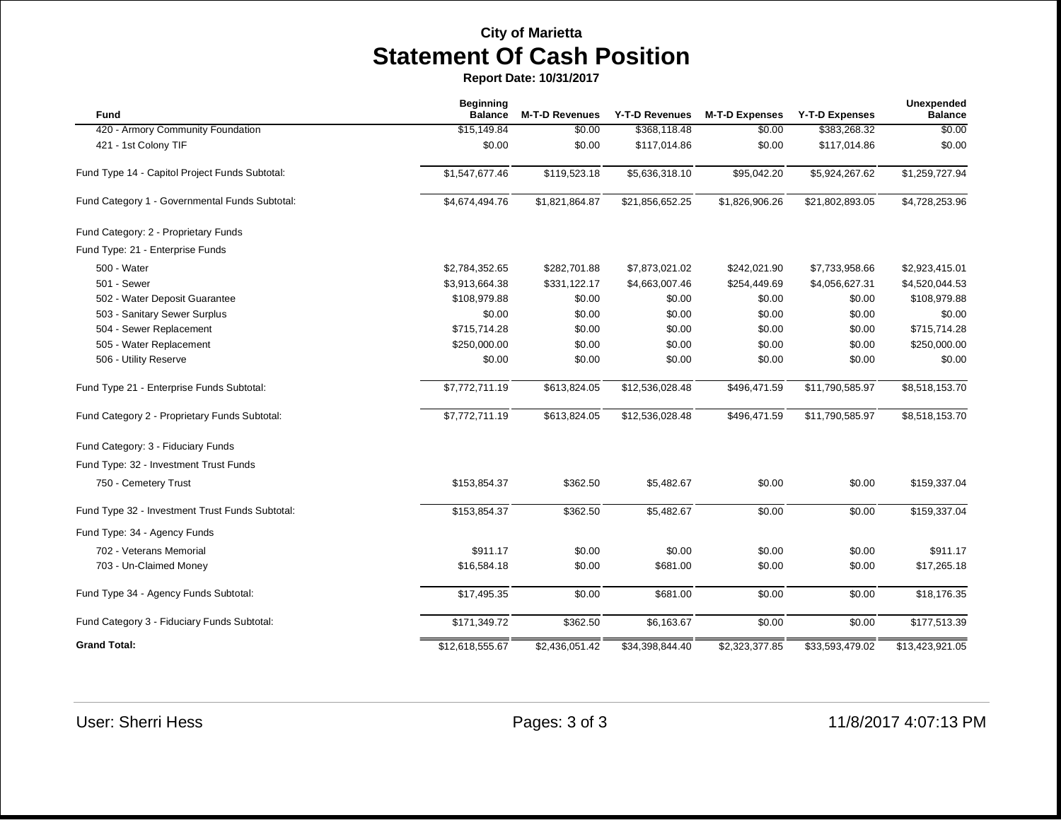**City of Marietta**

# Statement Of Cash Position

**Report Date: 10/31/2017**

| Fund | Beginning Balance | M-T-D Revenues | Y-T-D Revenues | M-T-D Expenses | Y-T-D Expenses | Unexpended Balance |
|---|---|---|---|---|---|---|
| 420 - Armory Community Foundation | $15,149.84 | $0.00 | $368,118.48 | $0.00 | $383,268.32 | $0.00 |
| 421 - 1st Colony TIF | $0.00 | $0.00 | $117,014.86 | $0.00 | $117,014.86 | $0.00 |
| Fund Type 14 - Capitol Project Funds Subtotal: | $1,547,677.46 | $119,523.18 | $5,636,318.10 | $95,042.20 | $5,924,267.62 | $1,259,727.94 |
| Fund Category 1 - Governmental Funds Subtotal: | $4,674,494.76 | $1,821,864.87 | $21,856,652.25 | $1,826,906.26 | $21,802,893.05 | $4,728,253.96 |
| Fund Category: 2 - Proprietary Funds | | | | | | |
| Fund Type: 21 - Enterprise Funds | | | | | | |
| 500 - Water | $2,784,352.65 | $282,701.88 | $7,873,021.02 | $242,021.90 | $7,733,958.66 | $2,923,415.01 |
| 501 - Sewer | $3,913,664.38 | $331,122.17 | $4,663,007.46 | $254,449.69 | $4,056,627.31 | $4,520,044.53 |
| 502 - Water Deposit Guarantee | $108,979.88 | $0.00 | $0.00 | $0.00 | $0.00 | $108,979.88 |
| 503 - Sanitary Sewer Surplus | $0.00 | $0.00 | $0.00 | $0.00 | $0.00 | $0.00 |
| 504 - Sewer Replacement | $715,714.28 | $0.00 | $0.00 | $0.00 | $0.00 | $715,714.28 |
| 505 - Water Replacement | $250,000.00 | $0.00 | $0.00 | $0.00 | $0.00 | $250,000.00 |
| 506 - Utility Reserve | $0.00 | $0.00 | $0.00 | $0.00 | $0.00 | $0.00 |
| Fund Type 21 - Enterprise Funds Subtotal: | $7,772,711.19 | $613,824.05 | $12,536,028.48 | $496,471.59 | $11,790,585.97 | $8,518,153.70 |
| Fund Category 2 - Proprietary Funds Subtotal: | $7,772,711.19 | $613,824.05 | $12,536,028.48 | $496,471.59 | $11,790,585.97 | $8,518,153.70 |
| Fund Category: 3 - Fiduciary Funds | | | | | | |
| Fund Type: 32 - Investment Trust Funds | | | | | | |
| 750 - Cemetery Trust | $153,854.37 | $362.50 | $5,482.67 | $0.00 | $0.00 | $159,337.04 |
| Fund Type 32 - Investment Trust Funds Subtotal: | $153,854.37 | $362.50 | $5,482.67 | $0.00 | $0.00 | $159,337.04 |
| Fund Type: 34 - Agency Funds | | | | | | |
| 702 - Veterans Memorial | $911.17 | $0.00 | $0.00 | $0.00 | $0.00 | $911.17 |
| 703 - Un-Claimed Money | $16,584.18 | $0.00 | $681.00 | $0.00 | $0.00 | $17,265.18 |
| Fund Type 34 - Agency Funds Subtotal: | $17,495.35 | $0.00 | $681.00 | $0.00 | $0.00 | $18,176.35 |
| Fund Category 3 - Fiduciary Funds Subtotal: | $171,349.72 | $362.50 | $6,163.67 | $0.00 | $0.00 | $177,513.39 |
| **Grand Total:** | $12,618,555.67 | $2,436,051.42 | $34,398,844.40 | $2,323,377.85 | $33,593,479.02 | $13,423,921.05 |

User: Sherri Hess

11/8/2017 4:07:13 PM